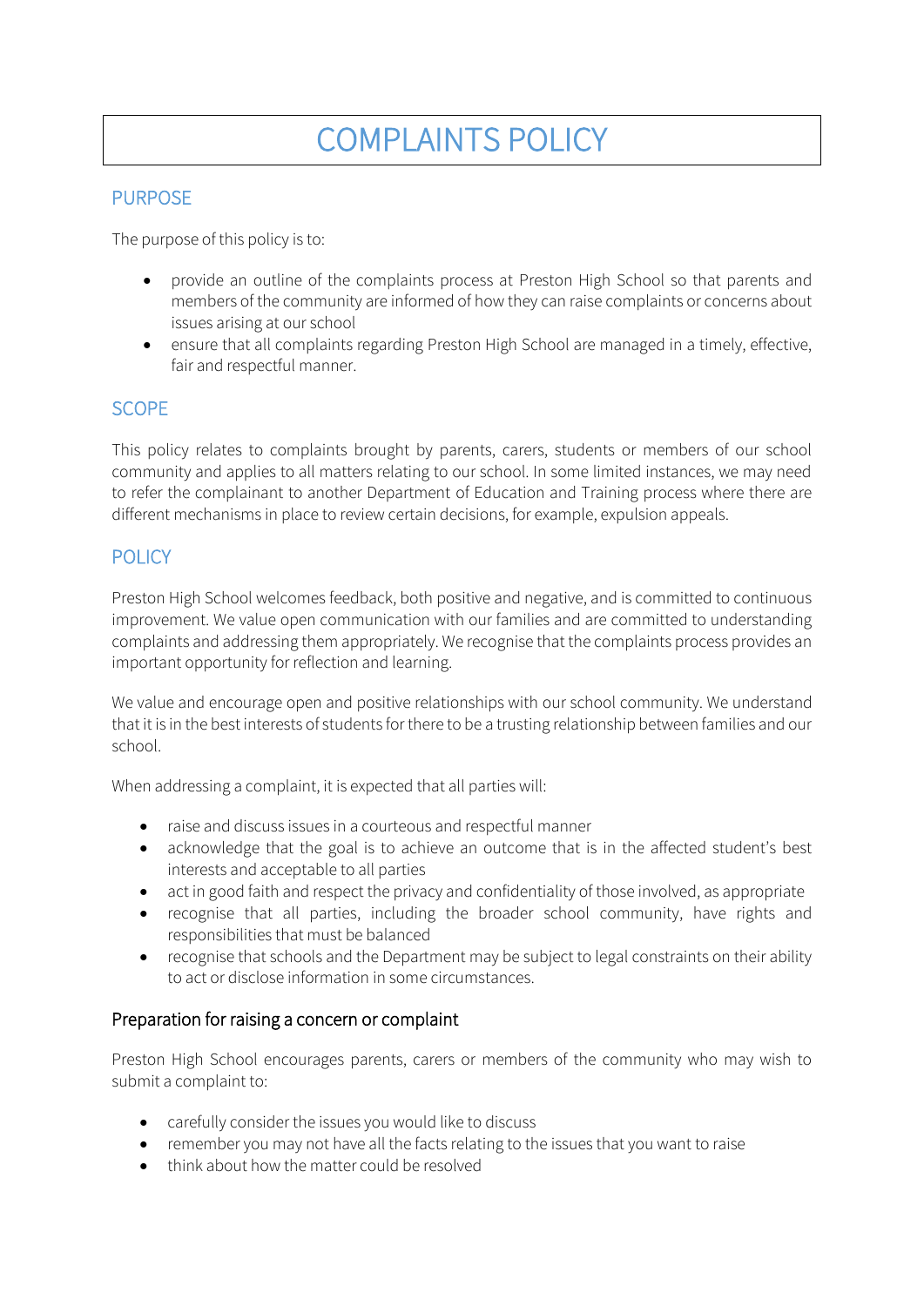# COMPLAINTS POLICY

## PURPOSE

The purpose of this policy is to:

- provide an outline of the complaints process at Preston High School so that parents and members of the community are informed of how they can raise complaints or concerns about issues arising at our school
- ensure that all complaints regarding Preston High School are managed in a timely, effective, fair and respectful manner.

## SCOPE

This policy relates to complaints brought by parents, carers, students or members of our school community and applies to all matters relating to our school. In some limited instances, we may need to refer the complainant to another Department of Education and Training process where there are different mechanisms in place to review certain decisions, for example, expulsion appeals.

## POLICY

Preston High School welcomes feedback, both positive and negative, and is committed to continuous improvement. We value open communication with our families and are committed to understanding complaints and addressing them appropriately. We recognise that the complaints process provides an important opportunity for reflection and learning.

We value and encourage open and positive relationships with our school community. We understand that it is in the best interests of students for there to be a trusting relationship between families and our school.

When addressing a complaint, it is expected that all parties will:

- raise and discuss issues in a courteous and respectful manner
- acknowledge that the goal is to achieve an outcome that is in the affected student's best interests and acceptable to all parties
- act in good faith and respect the privacy and confidentiality of those involved, as appropriate
- recognise that all parties, including the broader school community, have rights and responsibilities that must be balanced
- recognise that schools and the Department may be subject to legal constraints on their ability to act or disclose information in some circumstances.

### Preparation for raising a concern or complaint

Preston High School encourages parents, carers or members of the community who may wish to submit a complaint to:

- carefully consider the issues you would like to discuss
- remember you may not have all the facts relating to the issues that you want to raise
- think about how the matter could be resolved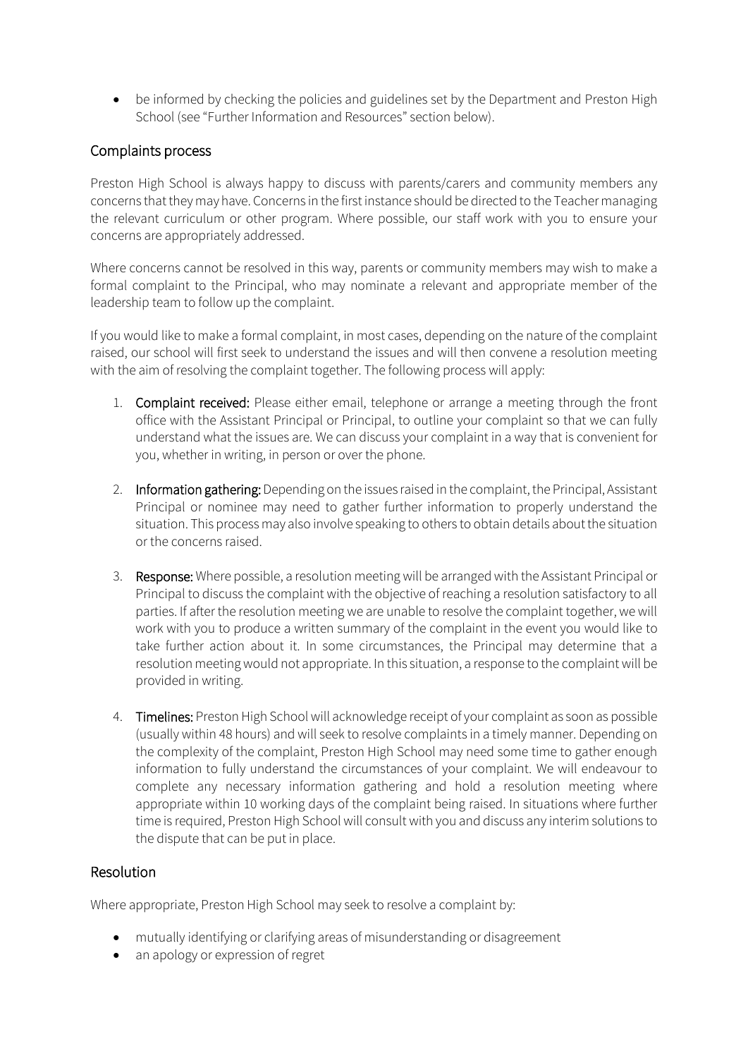- be informed by checking the policies and guidelines set by the Department and Preston High School (see "Further Information and Resources" section below).

## Complaints process

Preston High School is always happy to discuss with parents/carers and community members any concerns that they may have. Concerns in the first instance should be directed to the Teacher managing the relevant curriculum or other program. Where possible, our staff work with you to ensure your concerns are appropriately addressed.

Where concerns cannot be resolved in this way, parents or community members may wish to make a formal complaint to the Principal, who may nominate a relevant and appropriate member of the leadership team to follow up the complaint.

If you would like to make a formal complaint, in most cases, depending on the nature of the complaint raised, our school will first seek to understand the issues and will then convene a resolution meeting with the aim of resolving the complaint together. The following process will apply:

1. **Complaint received:** Please either email, telephone or arrange a meeting through the front office with the Assistant Principal or Principal, to outline your complaint so that we can fully understand what the issues are. We can discuss your complaint in a way that is convenient for you, whether in writing, in person or over the phone.

2. **Information gathering:** Depending on the issues raised in the complaint, the Principal, Assistant Principal or nominee may need to gather further information to properly understand the situation. This process may also involve speaking to others to obtain details about the situation or the concerns raised.

3. **Response:** Where possible, a resolution meeting will be arranged with the Assistant Principal or Principal to discuss the complaint with the objective of reaching a resolution satisfactory to all parties. If after the resolution meeting we are unable to resolve the complaint together, we will work with you to produce a written summary of the complaint in the event you would like to take further action about it. In some circumstances, the Principal may determine that a resolution meeting would not appropriate. In this situation, a response to the complaint will be provided in writing.

4. **Timelines:** Preston High School will acknowledge receipt of your complaint as soon as possible (usually within 48 hours) and will seek to resolve complaints in a timely manner. Depending on the complexity of the complaint, Preston High School may need some time to gather enough information to fully understand the circumstances of your complaint. We will endeavour to complete any necessary information gathering and hold a resolution meeting where appropriate within 10 working days of the complaint being raised. In situations where further time is required, Preston High School will consult with you and discuss any interim solutions to the dispute that can be put in place.

## Resolution

Where appropriate, Preston High School may seek to resolve a complaint by:

- mutually identifying or clarifying areas of misunderstanding or disagreement
- an apology or expression of regret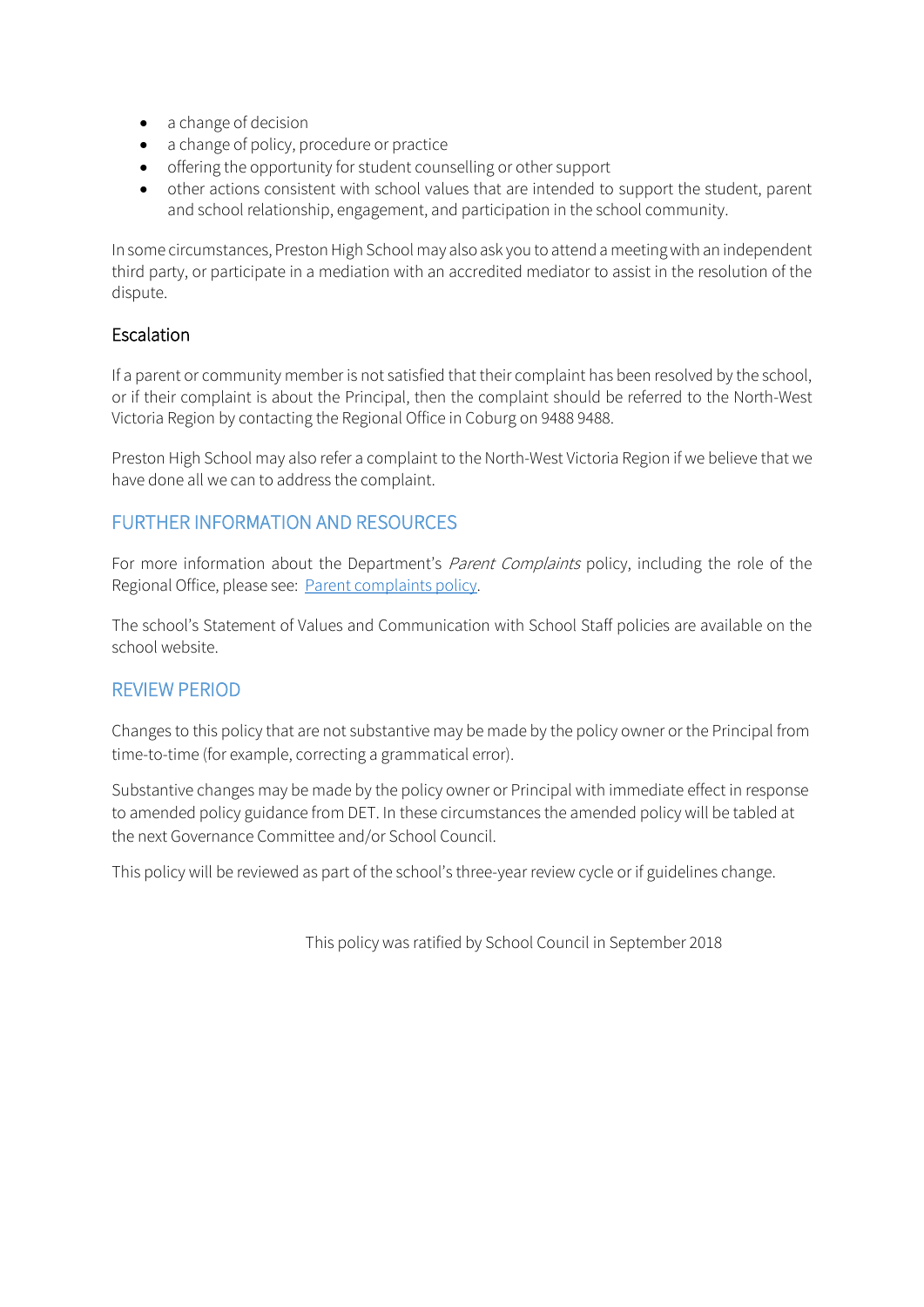- a change of decision
- a change of policy, procedure or practice
- offering the opportunity for student counselling or other support
- other actions consistent with school values that are intended to support the student, parent and school relationship, engagement, and participation in the school community.

In some circumstances, Preston High School may also ask you to attend a meeting with an independent third party, or participate in a mediation with an accredited mediator to assist in the resolution of the dispute.

### Escalation

If a parent or community member is not satisfied that their complaint has been resolved by the school, or if their complaint is about the Principal, then the complaint should be referred to the North-West Victoria Region by contacting the Regional Office in Coburg on 9488 9488.

Preston High School may also refer a complaint to the North-West Victoria Region if we believe that we have done all we can to address the complaint.

## FURTHER INFORMATION AND RESOURCES

For more information about the Department's *Parent Complaints* policy, including the role of the Regional Office, please see: Parent complaints policy.

The school's Statement of Values and Communication with School Staff policies are available on the school website.

## REVIEW PERIOD

Changes to this policy that are not substantive may be made by the policy owner or the Principal from time-to-time (for example, correcting a grammatical error).

Substantive changes may be made by the policy owner or Principal with immediate effect in response to amended policy guidance from DET. In these circumstances the amended policy will be tabled at the next Governance Committee and/or School Council.

This policy will be reviewed as part of the school's three-year review cycle or if guidelines change.

This policy was ratified by School Council in September 2018